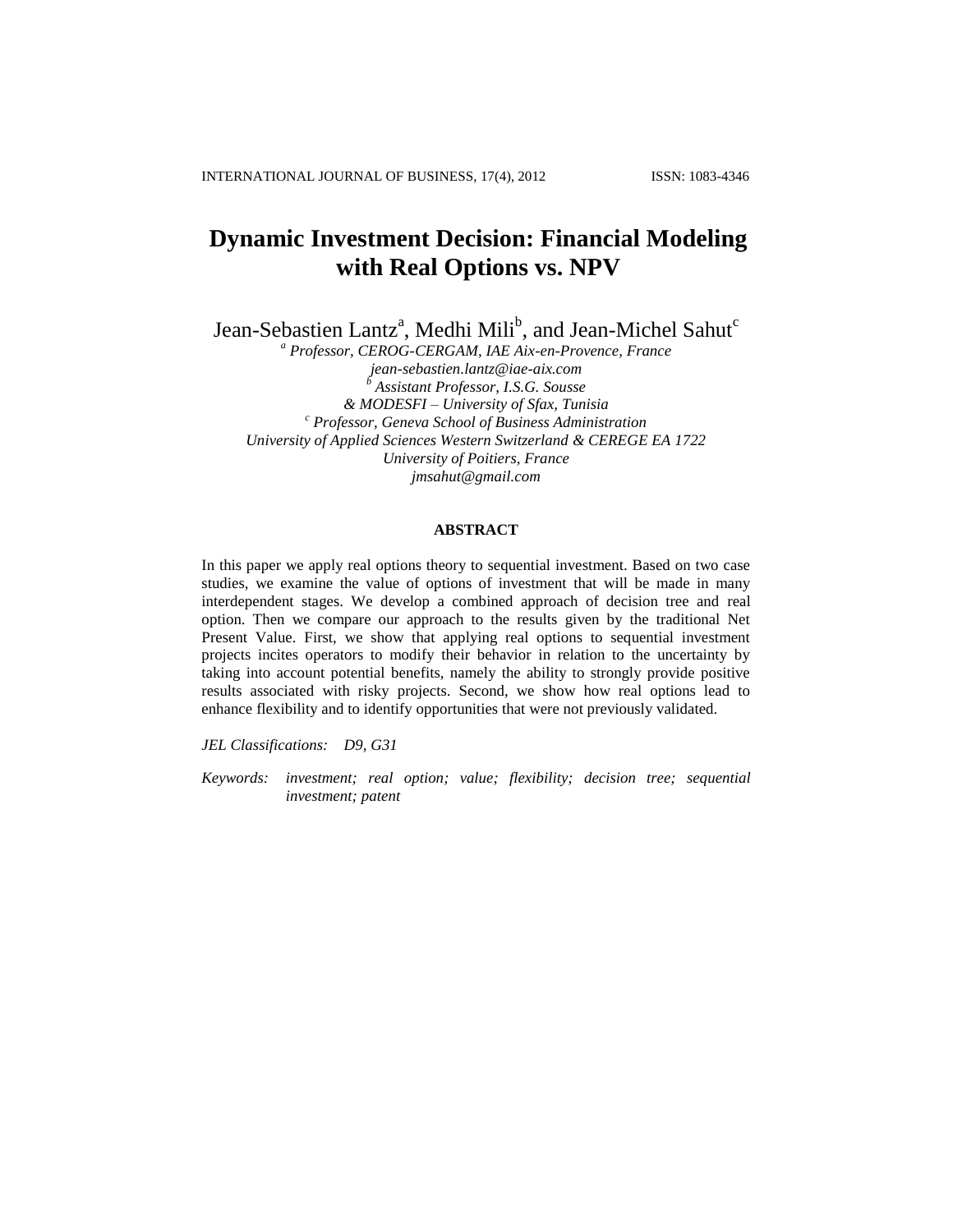# Dynamic Investment Decision: Financial Modeling with Real Options vs. NPV

Jean-Sebastien Lantz[a], Medhi Mili[b], and Jean-Michel Sahut[c]

[a] *Professor, CEROG-CERGAM, IAE Aix-en-Provence, France*
*jean-sebastien.lantz@iae-aix.com*
[b] *Assistant Professor, I.S.G. Sousse*
*& MODESFI – University of Sfax, Tunisia*
[c] *Professor, Geneva School of Business Administration*
*University of Applied Sciences Western Switzerland & CEREGE EA 1722*
*University of Poitiers, France*
*jmsahut@gmail.com*

## ABSTRACT

In this paper we apply real options theory to sequential investment. Based on two case studies, we examine the value of options of investment that will be made in many interdependent stages. We develop a combined approach of decision tree and real option. Then we compare our approach to the results given by the traditional Net Present Value. First, we show that applying real options to sequential investment projects incites operators to modify their behavior in relation to the uncertainty by taking into account potential benefits, namely the ability to strongly provide positive results associated with risky projects. Second, we show how real options lead to enhance flexibility and to identify opportunities that were not previously validated.

*JEL Classifications:* *D9, G31*

*Keywords:* *investment; real option; value; flexibility; decision tree; sequential investment; patent*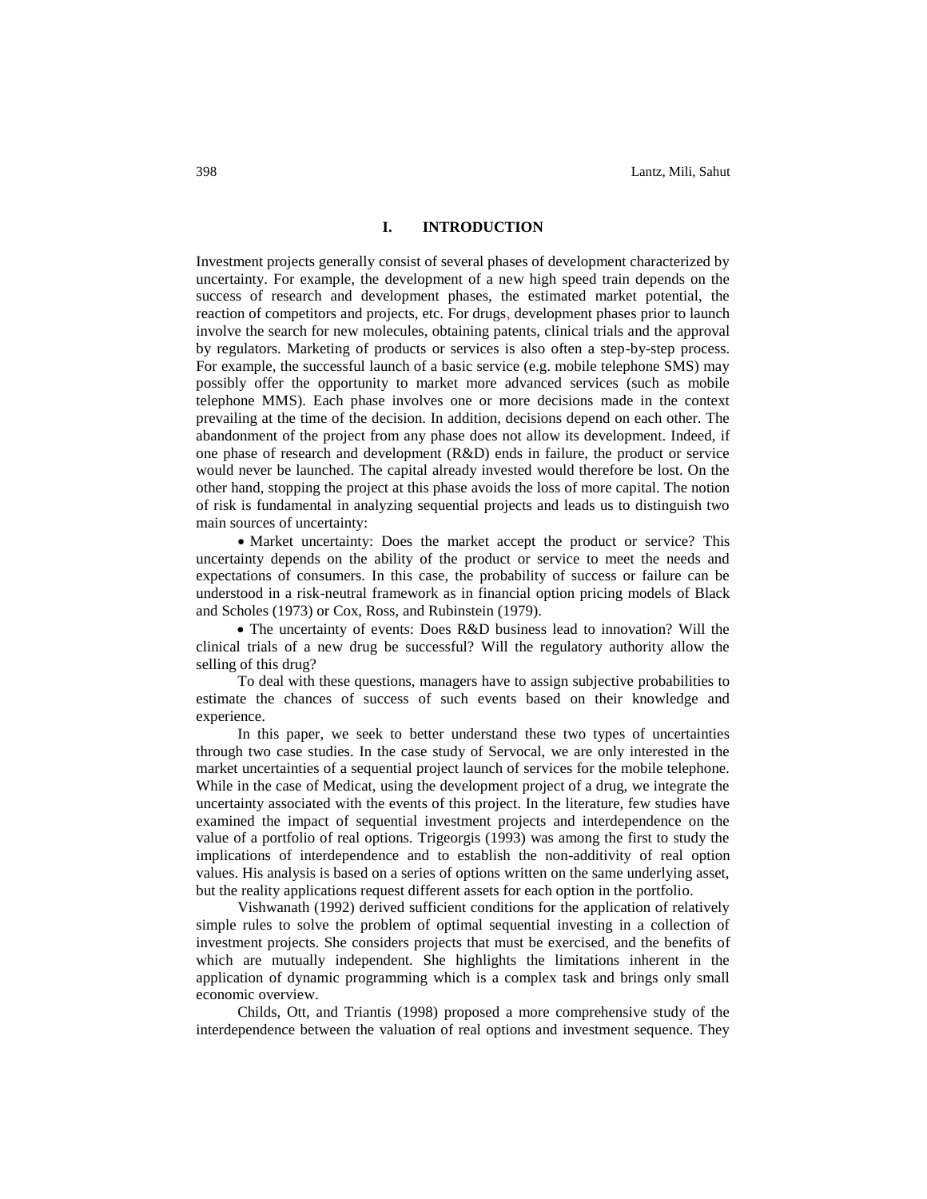## I. INTRODUCTION

Investment projects generally consist of several phases of development characterized by uncertainty. For example, the development of a new high speed train depends on the success of research and development phases, the estimated market potential, the reaction of competitors and projects, etc. For drugs, development phases prior to launch involve the search for new molecules, obtaining patents, clinical trials and the approval by regulators. Marketing of products or services is also often a step-by-step process. For example, the successful launch of a basic service (e.g. mobile telephone SMS) may possibly offer the opportunity to market more advanced services (such as mobile telephone MMS). Each phase involves one or more decisions made in the context prevailing at the time of the decision. In addition, decisions depend on each other. The abandonment of the project from any phase does not allow its development. Indeed, if one phase of research and development (R&D) ends in failure, the product or service would never be launched. The capital already invested would therefore be lost. On the other hand, stopping the project at this phase avoids the loss of more capital. The notion of risk is fundamental in analyzing sequential projects and leads us to distinguish two main sources of uncertainty:

- Market uncertainty: Does the market accept the product or service? This uncertainty depends on the ability of the product or service to meet the needs and expectations of consumers. In this case, the probability of success or failure can be understood in a risk-neutral framework as in financial option pricing models of Black and Scholes (1973) or Cox, Ross, and Rubinstein (1979).
- The uncertainty of events: Does R&D business lead to innovation? Will the clinical trials of a new drug be successful? Will the regulatory authority allow the selling of this drug?

To deal with these questions, managers have to assign subjective probabilities to estimate the chances of success of such events based on their knowledge and experience.

In this paper, we seek to better understand these two types of uncertainties through two case studies. In the case study of Servocal, we are only interested in the market uncertainties of a sequential project launch of services for the mobile telephone. While in the case of Medicat, using the development project of a drug, we integrate the uncertainty associated with the events of this project. In the literature, few studies have examined the impact of sequential investment projects and interdependence on the value of a portfolio of real options. Trigeorgis (1993) was among the first to study the implications of interdependence and to establish the non-additivity of real option values. His analysis is based on a series of options written on the same underlying asset, but the reality applications request different assets for each option in the portfolio.

Vishwanath (1992) derived sufficient conditions for the application of relatively simple rules to solve the problem of optimal sequential investing in a collection of investment projects. She considers projects that must be exercised, and the benefits of which are mutually independent. She highlights the limitations inherent in the application of dynamic programming which is a complex task and brings only small economic overview.

Childs, Ott, and Triantis (1998) proposed a more comprehensive study of the interdependence between the valuation of real options and investment sequence. They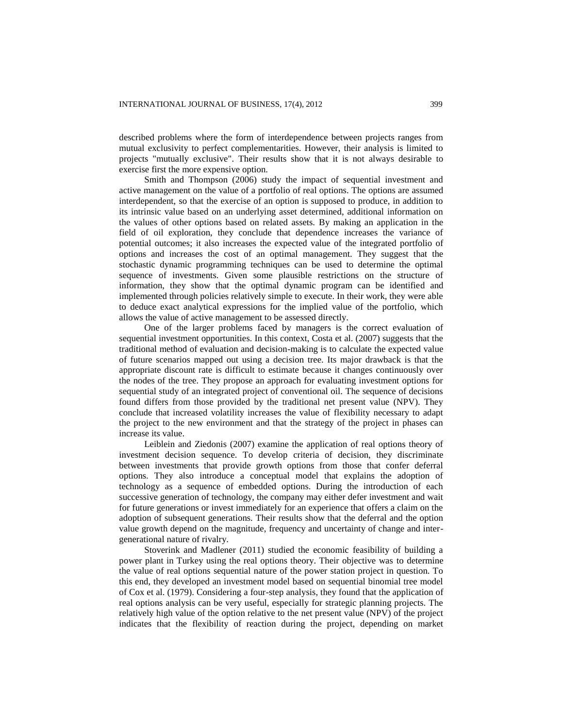described problems where the form of interdependence between projects ranges from mutual exclusivity to perfect complementarities. However, their analysis is limited to projects "mutually exclusive". Their results show that it is not always desirable to exercise first the more expensive option.

Smith and Thompson (2006) study the impact of sequential investment and active management on the value of a portfolio of real options. The options are assumed interdependent, so that the exercise of an option is supposed to produce, in addition to its intrinsic value based on an underlying asset determined, additional information on the values of other options based on related assets. By making an application in the field of oil exploration, they conclude that dependence increases the variance of potential outcomes; it also increases the expected value of the integrated portfolio of options and increases the cost of an optimal management. They suggest that the stochastic dynamic programming techniques can be used to determine the optimal sequence of investments. Given some plausible restrictions on the structure of information, they show that the optimal dynamic program can be identified and implemented through policies relatively simple to execute. In their work, they were able to deduce exact analytical expressions for the implied value of the portfolio, which allows the value of active management to be assessed directly.

One of the larger problems faced by managers is the correct evaluation of sequential investment opportunities. In this context, Costa et al. (2007) suggests that the traditional method of evaluation and decision-making is to calculate the expected value of future scenarios mapped out using a decision tree. Its major drawback is that the appropriate discount rate is difficult to estimate because it changes continuously over the nodes of the tree. They propose an approach for evaluating investment options for sequential study of an integrated project of conventional oil. The sequence of decisions found differs from those provided by the traditional net present value (NPV). They conclude that increased volatility increases the value of flexibility necessary to adapt the project to the new environment and that the strategy of the project in phases can increase its value.

Leiblein and Ziedonis (2007) examine the application of real options theory of investment decision sequence. To develop criteria of decision, they discriminate between investments that provide growth options from those that confer deferral options. They also introduce a conceptual model that explains the adoption of technology as a sequence of embedded options. During the introduction of each successive generation of technology, the company may either defer investment and wait for future generations or invest immediately for an experience that offers a claim on the adoption of subsequent generations. Their results show that the deferral and the option value growth depend on the magnitude, frequency and uncertainty of change and inter-generational nature of rivalry.

Stoverink and Madlener (2011) studied the economic feasibility of building a power plant in Turkey using the real options theory. Their objective was to determine the value of real options sequential nature of the power station project in question. To this end, they developed an investment model based on sequential binomial tree model of Cox et al. (1979). Considering a four-step analysis, they found that the application of real options analysis can be very useful, especially for strategic planning projects. The relatively high value of the option relative to the net present value (NPV) of the project indicates that the flexibility of reaction during the project, depending on market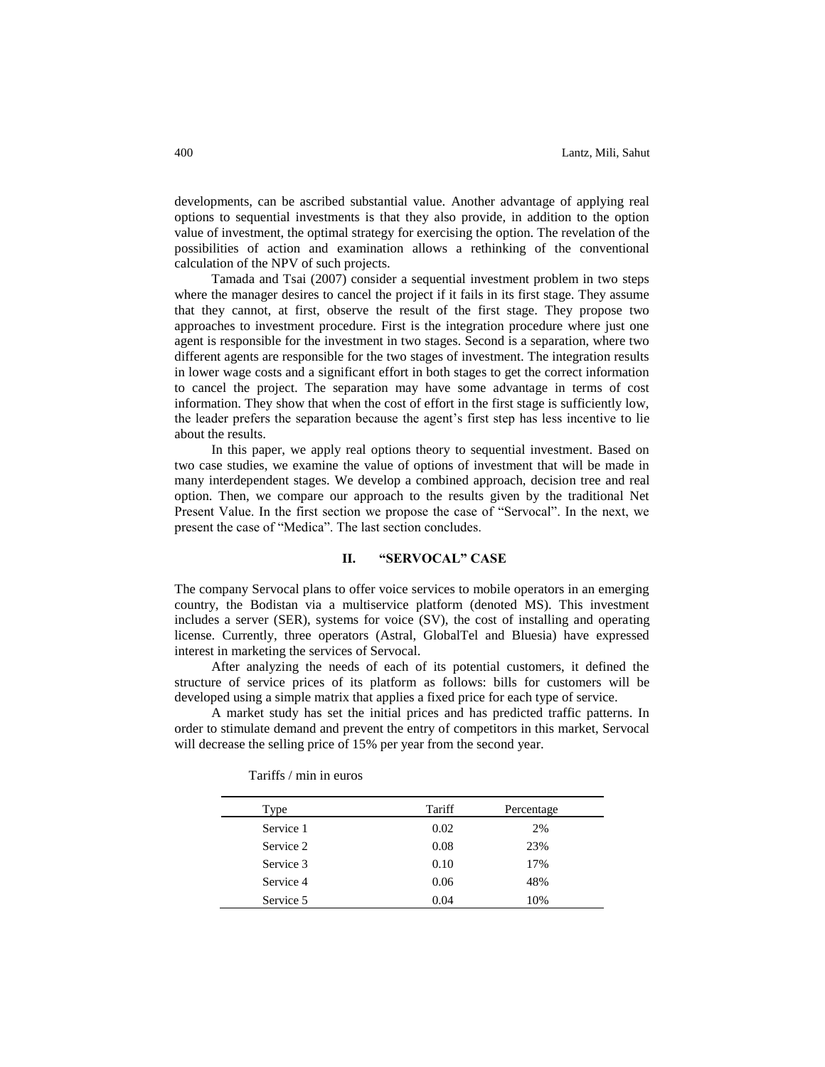developments, can be ascribed substantial value. Another advantage of applying real options to sequential investments is that they also provide, in addition to the option value of investment, the optimal strategy for exercising the option. The revelation of the possibilities of action and examination allows a rethinking of the conventional calculation of the NPV of such projects.

Tamada and Tsai (2007) consider a sequential investment problem in two steps where the manager desires to cancel the project if it fails in its first stage. They assume that they cannot, at first, observe the result of the first stage. They propose two approaches to investment procedure. First is the integration procedure where just one agent is responsible for the investment in two stages. Second is a separation, where two different agents are responsible for the two stages of investment. The integration results in lower wage costs and a significant effort in both stages to get the correct information to cancel the project. The separation may have some advantage in terms of cost information. They show that when the cost of effort in the first stage is sufficiently low, the leader prefers the separation because the agent's first step has less incentive to lie about the results.

In this paper, we apply real options theory to sequential investment. Based on two case studies, we examine the value of options of investment that will be made in many interdependent stages. We develop a combined approach, decision tree and real option. Then, we compare our approach to the results given by the traditional Net Present Value. In the first section we propose the case of "Servocal". In the next, we present the case of "Medica". The last section concludes.

## II. "SERVOCAL" CASE

The company Servocal plans to offer voice services to mobile operators in an emerging country, the Bodistan via a multiservice platform (denoted MS). This investment includes a server (SER), systems for voice (SV), the cost of installing and operating license. Currently, three operators (Astral, GlobalTel and Bluesia) have expressed interest in marketing the services of Servocal.

After analyzing the needs of each of its potential customers, it defined the structure of service prices of its platform as follows: bills for customers will be developed using a simple matrix that applies a fixed price for each type of service.

A market study has set the initial prices and has predicted traffic patterns. In order to stimulate demand and prevent the entry of competitors in this market, Servocal will decrease the selling price of 15% per year from the second year.

Tariffs / min in euros

| Type | Tariff | Percentage |
|---|---|---|
| Service 1 | 0.02 | 2% |
| Service 2 | 0.08 | 23% |
| Service 3 | 0.10 | 17% |
| Service 4 | 0.06 | 48% |
| Service 5 | 0.04 | 10% |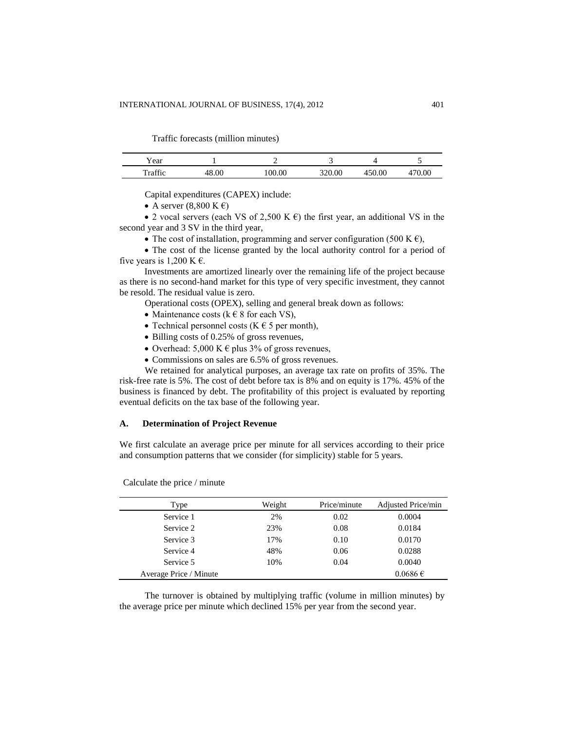Traffic forecasts (million minutes)

| Year | 1 | 2 | 3 | 4 | 5 |
|---|---|---|---|---|---|
| Traffic | 48.00 | 100.00 | 320.00 | 450.00 | 470.00 |

Capital expenditures (CAPEX) include:

- A server (8,800 K €)
- 2 vocal servers (each VS of 2,500 K €) the first year, an additional VS in the second year and 3 SV in the third year,
- The cost of installation, programming and server configuration (500 K €),
- The cost of the license granted by the local authority control for a period of five years is 1,200 K €.

Investments are amortized linearly over the remaining life of the project because as there is no second-hand market for this type of very specific investment, they cannot be resold. The residual value is zero.

Operational costs (OPEX), selling and general break down as follows:

- Maintenance costs (k € 8 for each VS),
- Technical personnel costs (K € 5 per month),
- Billing costs of 0.25% of gross revenues,
- Overhead: 5,000 K € plus 3% of gross revenues,
- Commissions on sales are 6.5% of gross revenues.

We retained for analytical purposes, an average tax rate on profits of 35%. The risk-free rate is 5%. The cost of debt before tax is 8% and on equity is 17%. 45% of the business is financed by debt. The profitability of this project is evaluated by reporting eventual deficits on the tax base of the following year.

## A. Determination of Project Revenue

We first calculate an average price per minute for all services according to their price and consumption patterns that we consider (for simplicity) stable for 5 years.

Calculate the price / minute

| Type | Weight | Price/minute | Adjusted Price/min |
|---|---|---|---|
| Service 1 | 2% | 0.02 | 0.0004 |
| Service 2 | 23% | 0.08 | 0.0184 |
| Service 3 | 17% | 0.10 | 0.0170 |
| Service 4 | 48% | 0.06 | 0.0288 |
| Service 5 | 10% | 0.04 | 0.0040 |
| Average Price / Minute | | | 0.0686 € |

The turnover is obtained by multiplying traffic (volume in million minutes) by the average price per minute which declined 15% per year from the second year.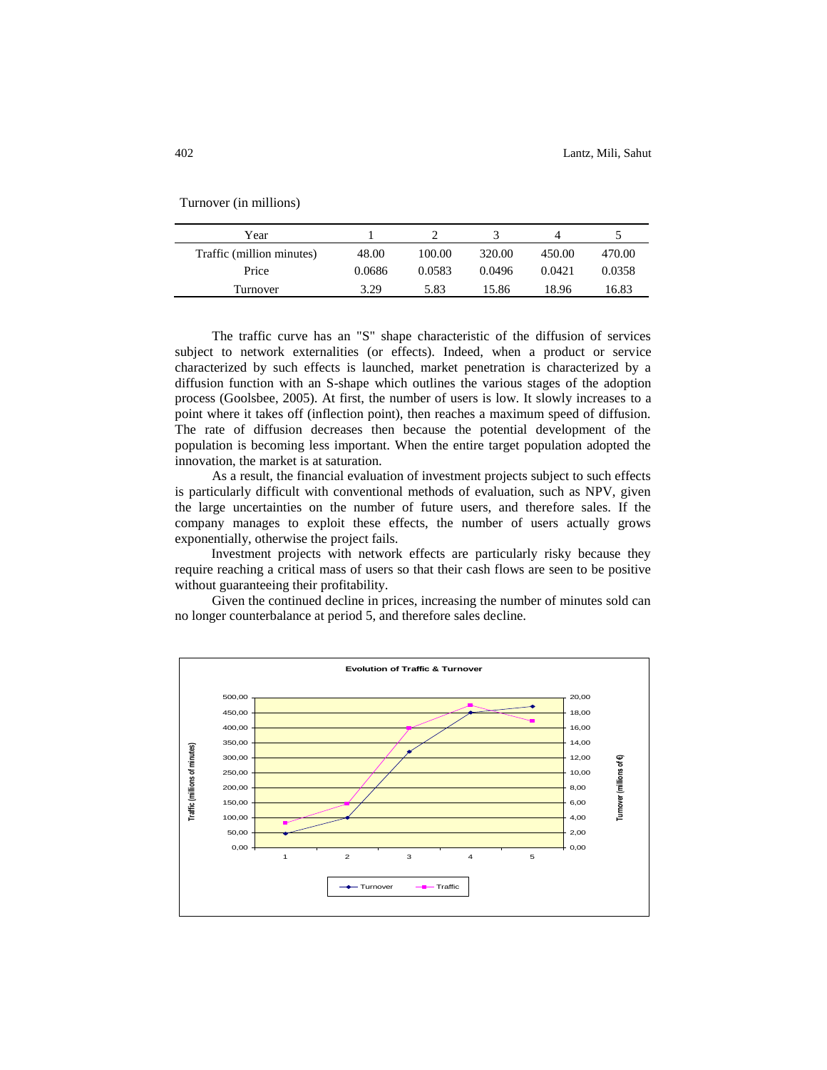Turnover (in millions)

| Year | 1 | 2 | 3 | 4 | 5 |
|---|---|---|---|---|---|
| Traffic (million minutes) | 48.00 | 100.00 | 320.00 | 450.00 | 470.00 |
| Price | 0.0686 | 0.0583 | 0.0496 | 0.0421 | 0.0358 |
| Turnover | 3.29 | 5.83 | 15.86 | 18.96 | 16.83 |

The traffic curve has an "S" shape characteristic of the diffusion of services subject to network externalities (or effects). Indeed, when a product or service characterized by such effects is launched, market penetration is characterized by a diffusion function with an S-shape which outlines the various stages of the adoption process (Goolsbee, 2005). At first, the number of users is low. It slowly increases to a point where it takes off (inflection point), then reaches a maximum speed of diffusion. The rate of diffusion decreases then because the potential development of the population is becoming less important. When the entire target population adopted the innovation, the market is at saturation.

As a result, the financial evaluation of investment projects subject to such effects is particularly difficult with conventional methods of evaluation, such as NPV, given the large uncertainties on the number of future users, and therefore sales. If the company manages to exploit these effects, the number of users actually grows exponentially, otherwise the project fails.

Investment projects with network effects are particularly risky because they require reaching a critical mass of users so that their cash flows are seen to be positive without guaranteeing their profitability.

Given the continued decline in prices, increasing the number of minutes sold can no longer counterbalance at period 5, and therefore sales decline.

Evolution of Traffic & Turnover

Traffic (millions of minutes)

500,00
450,00
400,00
350,00
300,00
250,00
200,00
150,00
100,00
50,00
0,00

Turnover (millions of €)

20,00
18,00
16,00
14,00
12,00
10,00
8,00
6,00
4,00
2,00
0,00

1 2 3 4 5

Turnover
Traffic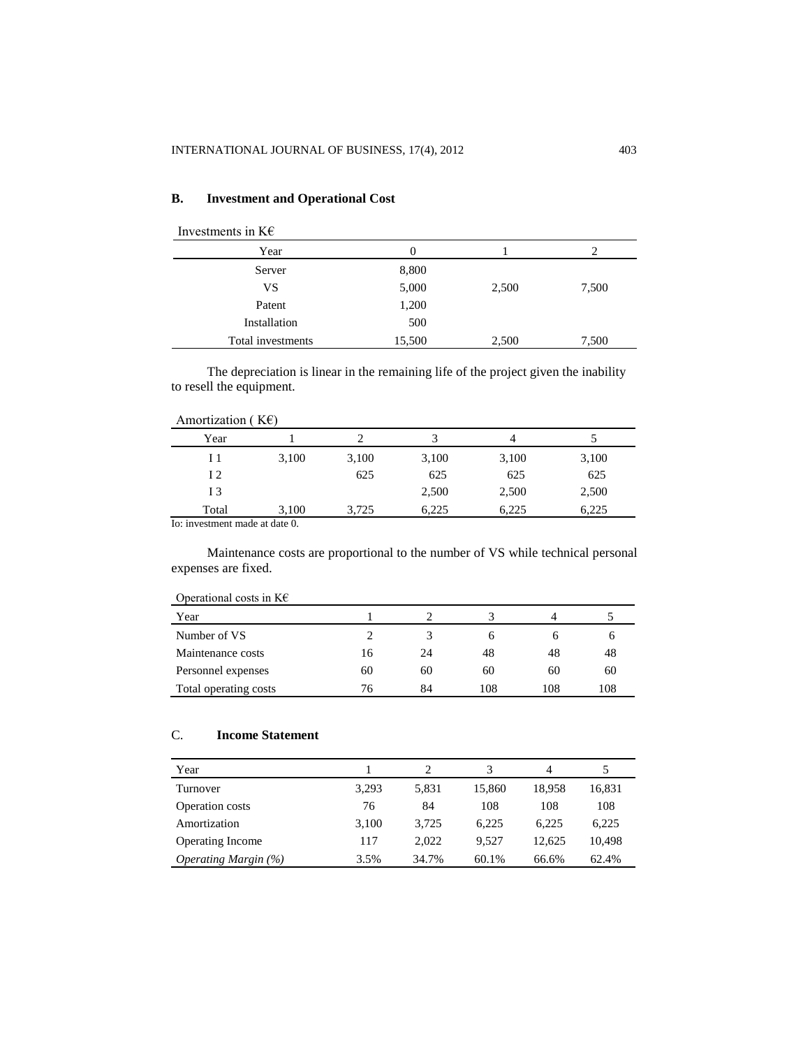## B. Investment and Operational Cost

| Investments in K€ | | | |
|---|---|---|---|
| Year | 0 | 1 | 2 |
| Server | 8,800 | | |
| VS | 5,000 | 2,500 | 7,500 |
| Patent | 1,200 | | |
| Installation | 500 | | |
| Total investments | 15,500 | 2,500 | 7,500 |

The depreciation is linear in the remaining life of the project given the inability to resell the equipment.

| Amortization ( K€) | | | | | |
|---|---|---|---|---|---|
| Year | 1 | 2 | 3 | 4 | 5 |
| I 1 | 3,100 | 3,100 | 3,100 | 3,100 | 3,100 |
| I 2 | | 625 | 625 | 625 | 625 |
| I 3 | | | 2,500 | 2,500 | 2,500 |
| Total | 3,100 | 3,725 | 6,225 | 6,225 | 6,225 |

Io: investment made at date 0.

Maintenance costs are proportional to the number of VS while technical personal expenses are fixed.

| Operational costs in K€ | | | | | |
|---|---|---|---|---|---|
| Year | 1 | 2 | 3 | 4 | 5 |
| Number of VS | 2 | 3 | 6 | 6 | 6 |
| Maintenance costs | 16 | 24 | 48 | 48 | 48 |
| Personnel expenses | 60 | 60 | 60 | 60 | 60 |
| Total operating costs | 76 | 84 | 108 | 108 | 108 |

## C. Income Statement

| Year | 1 | 2 | 3 | 4 | 5 |
|---|---|---|---|---|---|
| Turnover | 3,293 | 5,831 | 15,860 | 18,958 | 16,831 |
| Operation costs | 76 | 84 | 108 | 108 | 108 |
| Amortization | 3,100 | 3,725 | 6,225 | 6,225 | 6,225 |
| Operating Income | 117 | 2,022 | 9,527 | 12,625 | 10,498 |
| *Operating Margin (%)* | 3.5% | 34.7% | 60.1% | 66.6% | 62.4% |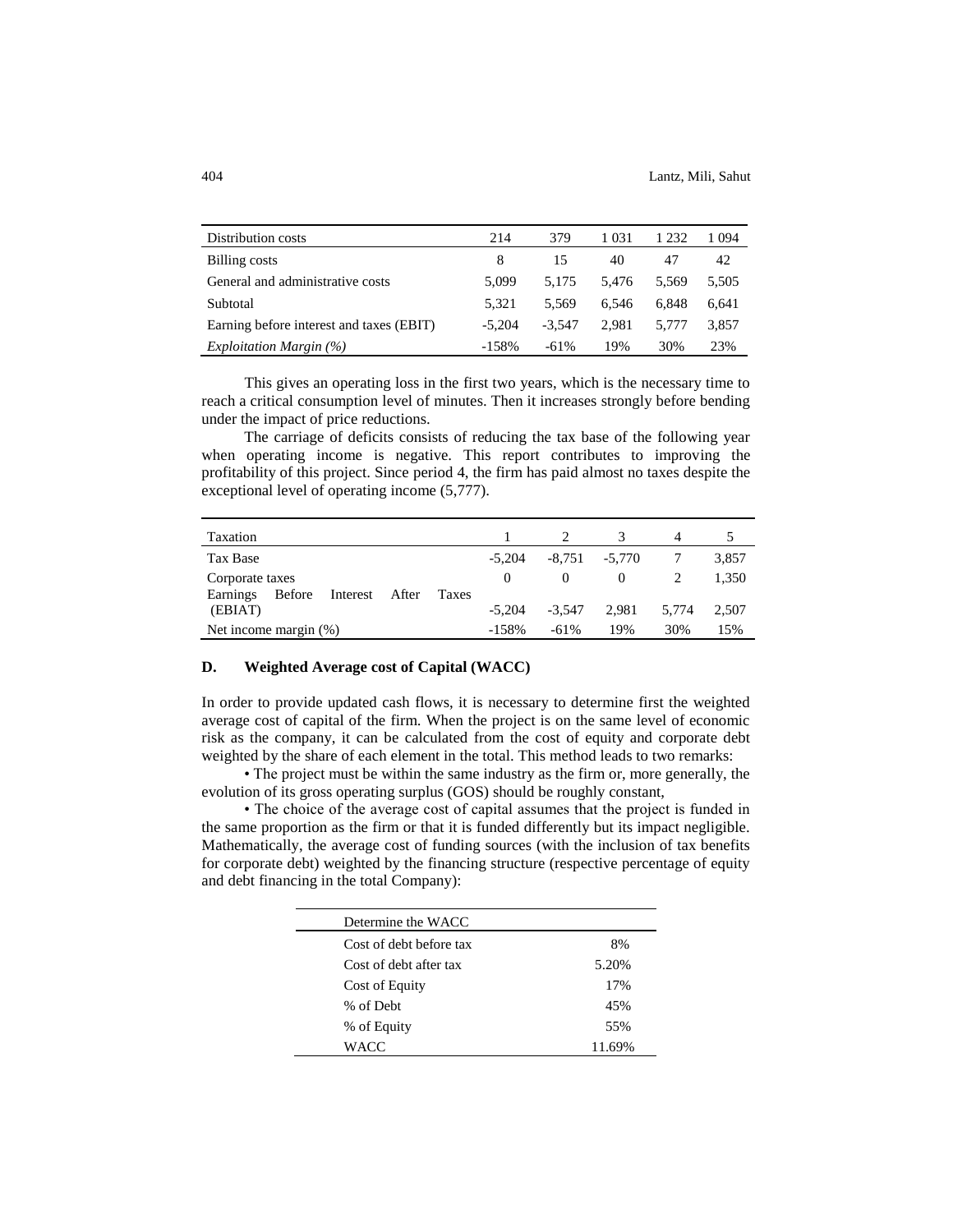| | | | | | |
|---|---|---|---|---|---|
| Distribution costs | 214 | 379 | 1 031 | 1 232 | 1 094 |
| Billing costs | 8 | 15 | 40 | 47 | 42 |
| General and administrative costs | 5,099 | 5,175 | 5,476 | 5,569 | 5,505 |
| Subtotal | 5,321 | 5,569 | 6,546 | 6,848 | 6,641 |
| Earning before interest and taxes (EBIT) | -5,204 | -3,547 | 2,981 | 5,777 | 3,857 |
| *Exploitation Margin (%)* | -158% | -61% | 19% | 30% | 23% |

This gives an operating loss in the first two years, which is the necessary time to reach a critical consumption level of minutes. Then it increases strongly before bending under the impact of price reductions.

The carriage of deficits consists of reducing the tax base of the following year when operating income is negative. This report contributes to improving the profitability of this project. Since period 4, the firm has paid almost no taxes despite the exceptional level of operating income (5,777).

| Taxation | 1 | 2 | 3 | 4 | 5 |
|---|---|---|---|---|---|
| Tax Base | -5,204 | -8,751 | -5,770 | 7 | 3,857 |
| Corporate taxes | 0 | 0 | 0 | 2 | 1,350 |
| Earnings Before Interest After Taxes (EBIAT) | -5,204 | -3,547 | 2,981 | 5,774 | 2,507 |
| Net income margin (%) | -158% | -61% | 19% | 30% | 15% |

### D. Weighted Average cost of Capital (WACC)

In order to provide updated cash flows, it is necessary to determine first the weighted average cost of capital of the firm. When the project is on the same level of economic risk as the company, it can be calculated from the cost of equity and corporate debt weighted by the share of each element in the total. This method leads to two remarks:

• The project must be within the same industry as the firm or, more generally, the evolution of its gross operating surplus (GOS) should be roughly constant,

• The choice of the average cost of capital assumes that the project is funded in the same proportion as the firm or that it is funded differently but its impact negligible. Mathematically, the average cost of funding sources (with the inclusion of tax benefits for corporate debt) weighted by the financing structure (respective percentage of equity and debt financing in the total Company):

| Determine the WACC | |
|---|---|
| Cost of debt before tax | 8% |
| Cost of debt after tax | 5.20% |
| Cost of Equity | 17% |
| % of Debt | 45% |
| % of Equity | 55% |
| WACC | 11.69% |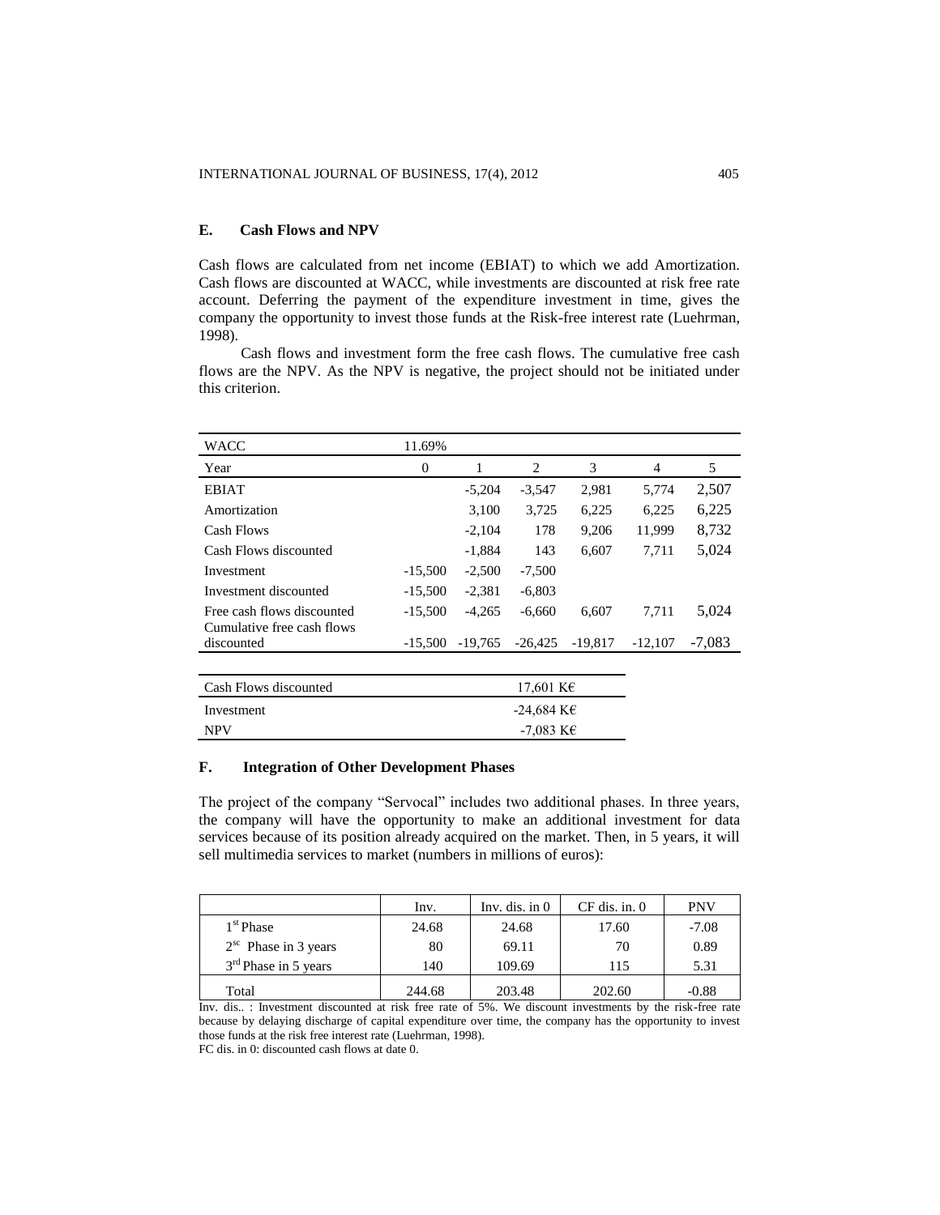### E. Cash Flows and NPV

Cash flows are calculated from net income (EBIAT) to which we add Amortization. Cash flows are discounted at WACC, while investments are discounted at risk free rate account. Deferring the payment of the expenditure investment in time, gives the company the opportunity to invest those funds at the Risk-free interest rate (Luehrman, 1998).

Cash flows and investment form the free cash flows. The cumulative free cash flows are the NPV. As the NPV is negative, the project should not be initiated under this criterion.

| WACC | 11.69% | | | | | |
|---|---|---|---|---|---|---|
| Year | 0 | 1 | 2 | 3 | 4 | 5 |
| EBIAT | | -5,204 | -3,547 | 2,981 | 5,774 | 2,507 |
| Amortization | | 3,100 | 3,725 | 6,225 | 6,225 | 6,225 |
| Cash Flows | | -2,104 | 178 | 9,206 | 11,999 | 8,732 |
| Cash Flows discounted | | -1,884 | 143 | 6,607 | 7,711 | 5,024 |
| Investment | -15,500 | -2,500 | -7,500 | | | |
| Investment discounted | -15,500 | -2,381 | -6,803 | | | |
| Free cash flows discounted | -15,500 | -4,265 | -6,660 | 6,607 | 7,711 | 5,024 |
| Cumulative free cash flows discounted | -15,500 | -19,765 | -26,425 | -19,817 | -12,107 | -7,083 |

| | |
|---|---|
| Cash Flows discounted | 17,601 K€ |
| Investment | -24,684 K€ |
| NPV | -7,083 K€ |

### F. Integration of Other Development Phases

The project of the company "Servocal" includes two additional phases. In three years, the company will have the opportunity to make an additional investment for data services because of its position already acquired on the market. Then, in 5 years, it will sell multimedia services to market (numbers in millions of euros):

| | Inv. | Inv. dis. in 0 | CF dis. in. 0 | PNV |
|---|---|---|---|---|
| 1st Phase | 24.68 | 24.68 | 17.60 | -7.08 |
| 2sc Phase in 3 years | 80 | 69.11 | 70 | 0.89 |
| 3rd Phase in 5 years | 140 | 109.69 | 115 | 5.31 |
| Total | 244.68 | 203.48 | 202.60 | -0.88 |

Inv. dis.. : Investment discounted at risk free rate of 5%. We discount investments by the risk-free rate because by delaying discharge of capital expenditure over time, the company has the opportunity to invest those funds at the risk free interest rate (Luehrman, 1998).
FC dis. in 0: discounted cash flows at date 0.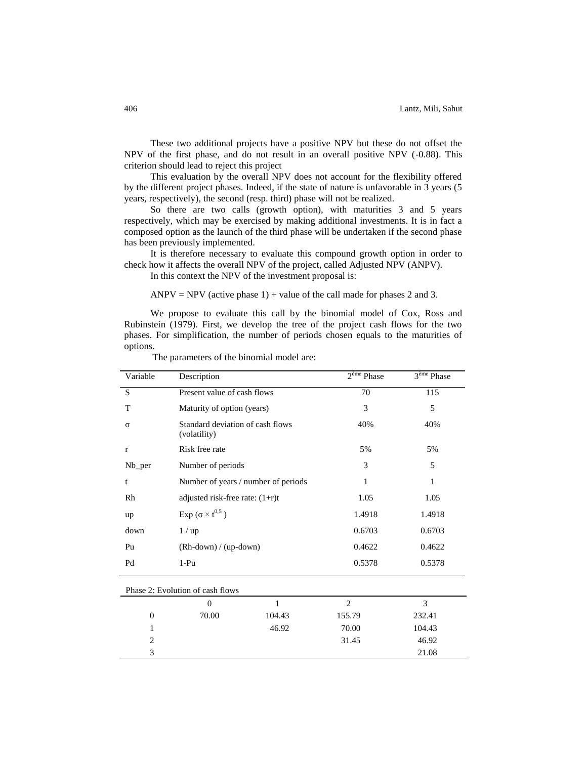These two additional projects have a positive NPV but these do not offset the NPV of the first phase, and do not result in an overall positive NPV (-0.88). This criterion should lead to reject this project

This evaluation by the overall NPV does not account for the flexibility offered by the different project phases. Indeed, if the state of nature is unfavorable in 3 years (5 years, respectively), the second (resp. third) phase will not be realized.

So there are two calls (growth option), with maturities 3 and 5 years respectively, which may be exercised by making additional investments. It is in fact a composed option as the launch of the third phase will be undertaken if the second phase has been previously implemented.

It is therefore necessary to evaluate this compound growth option in order to check how it affects the overall NPV of the project, called Adjusted NPV (ANPV).

In this context the NPV of the investment proposal is:

ANPV = NPV (active phase 1) + value of the call made for phases 2 and 3.

We propose to evaluate this call by the binomial model of Cox, Ross and Rubinstein (1979). First, we develop the tree of the project cash flows for the two phases. For simplification, the number of periods chosen equals to the maturities of options.

The parameters of the binomial model are:

| Variable | Description | $2^{ème}$ Phase | $3^{ème}$ Phase |
|---|---|---|---|
| S | Present value of cash flows | 70 | 115 |
| T | Maturity of option (years) | 3 | 5 |
| σ | Standard deviation of cash flows (volatility) | 40% | 40% |
| r | Risk free rate | 5% | 5% |
| Nb_per | Number of periods | 3 | 5 |
| t | Number of years / number of periods | 1 | 1 |
| Rh | adjusted risk-free rate: (1+r)t | 1.05 | 1.05 |
| up | Exp ($\sigma \times t^{0,5}$ ) | 1.4918 | 1.4918 |
| down | 1 / up | 0.6703 | 0.6703 |
| Pu | (Rh-down) / (up-down) | 0.4622 | 0.4622 |
| Pd | 1-Pu | 0.5378 | 0.5378 |

Phase 2: Evolution of cash flows

| | 0 | 1 | 2 | 3 |
|---|---|---|---|---|
| 0 | 70.00 | 104.43 | 155.79 | 232.41 |
| 1 | | 46.92 | 70.00 | 104.43 |
| 2 | | | 31.45 | 46.92 |
| 3 | | | | 21.08 |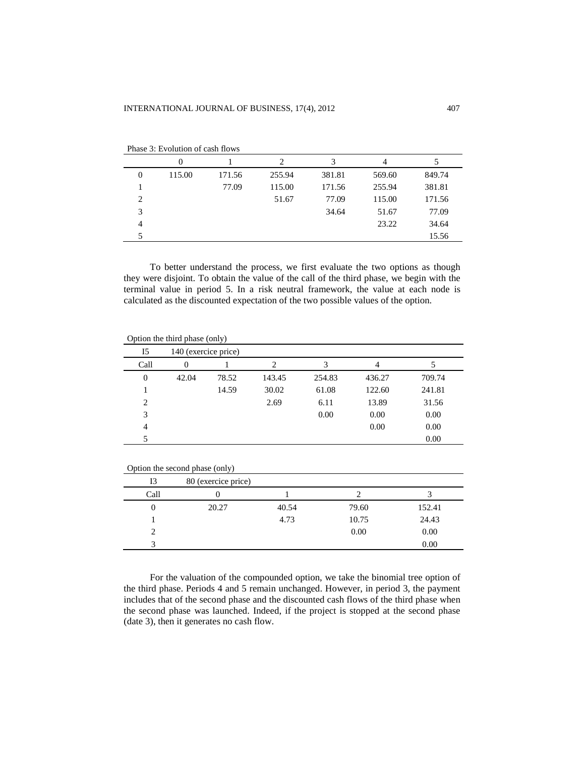Phase 3: Evolution of cash flows

| | 0 | 1 | 2 | 3 | 4 | 5 |
|---|---|---|---|---|---|---|
| 0 | 115.00 | 171.56 | 255.94 | 381.81 | 569.60 | 849.74 |
| 1 | | 77.09 | 115.00 | 171.56 | 255.94 | 381.81 |
| 2 | | | 51.67 | 77.09 | 115.00 | 171.56 |
| 3 | | | | 34.64 | 51.67 | 77.09 |
| 4 | | | | | 23.22 | 34.64 |
| 5 | | | | | | 15.56 |

To better understand the process, we first evaluate the two options as though they were disjoint. To obtain the value of the call of the third phase, we begin with the terminal value in period 5. In a risk neutral framework, the value at each node is calculated as the discounted expectation of the two possible values of the option.

Option the third phase (only)

| I5 | 140 (exercice price) | | | | | |
|---|---|---|---|---|---|---|
| Call | 0 | 1 | 2 | 3 | 4 | 5 |
| 0 | 42.04 | 78.52 | 143.45 | 254.83 | 436.27 | 709.74 |
| 1 | | 14.59 | 30.02 | 61.08 | 122.60 | 241.81 |
| 2 | | | 2.69 | 6.11 | 13.89 | 31.56 |
| 3 | | | | 0.00 | 0.00 | 0.00 |
| 4 | | | | | 0.00 | 0.00 |
| 5 | | | | | | 0.00 |

Option the second phase (only)

| I3 | 80 (exercice price) | | | |
|---|---|---|---|---|
| Call | 0 | 1 | 2 | 3 |
| 0 | 20.27 | 40.54 | 79.60 | 152.41 |
| 1 | | 4.73 | 10.75 | 24.43 |
| 2 | | | 0.00 | 0.00 |
| 3 | | | | 0.00 |

For the valuation of the compounded option, we take the binomial tree option of the third phase. Periods 4 and 5 remain unchanged. However, in period 3, the payment includes that of the second phase and the discounted cash flows of the third phase when the second phase was launched. Indeed, if the project is stopped at the second phase (date 3), then it generates no cash flow.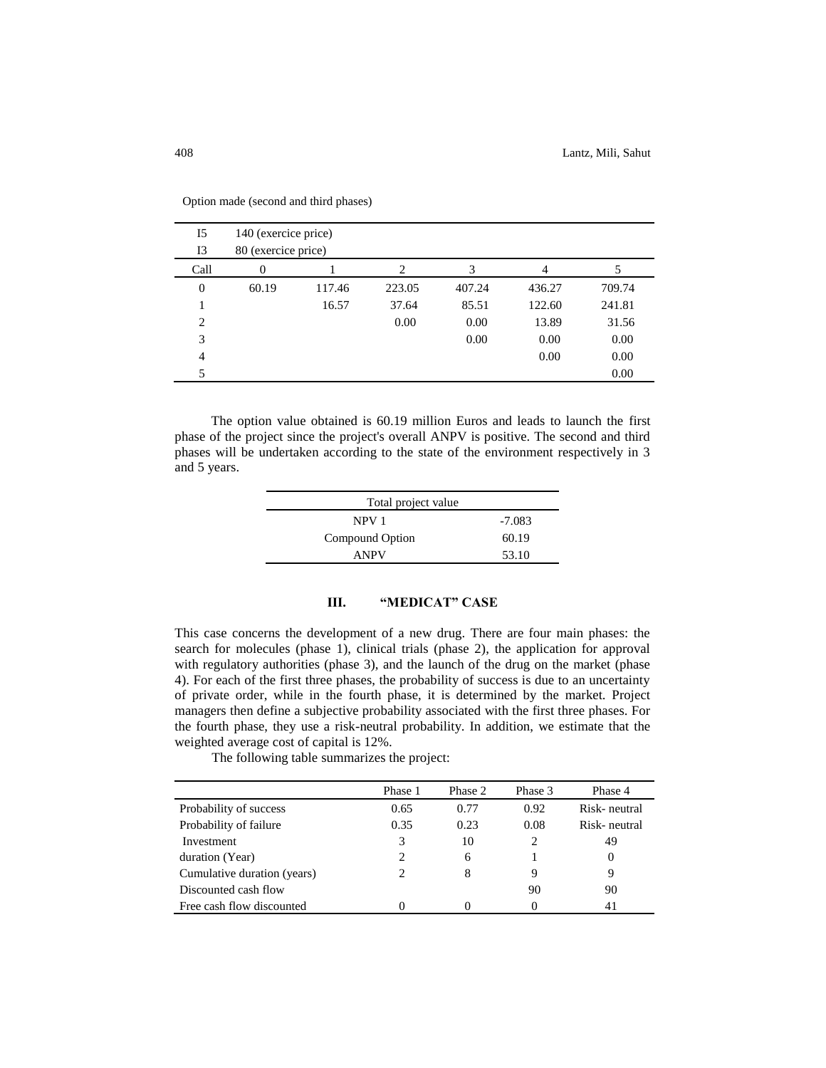Option made (second and third phases)

| | | | | | | |
|---|---|---|---|---|---|---|
| I5 | 140 (exercice price) | | | | | |
| I3 | 80 (exercice price) | | | | | |
| Call | 0 | 1 | 2 | 3 | 4 | 5 |
| 0 | 60.19 | 117.46 | 223.05 | 407.24 | 436.27 | 709.74 |
| 1 | | 16.57 | 37.64 | 85.51 | 122.60 | 241.81 |
| 2 | | | 0.00 | 0.00 | 13.89 | 31.56 |
| 3 | | | | 0.00 | 0.00 | 0.00 |
| 4 | | | | | 0.00 | 0.00 |
| 5 | | | | | | 0.00 |

The option value obtained is 60.19 million Euros and leads to launch the first phase of the project since the project's overall ANPV is positive. The second and third phases will be undertaken according to the state of the environment respectively in 3 and 5 years.

| Total project value | |
|---|---|
| NPV 1 | -7.083 |
| Compound Option | 60.19 |
| ANPV | 53.10 |

## III. "MEDICAT" CASE

This case concerns the development of a new drug. There are four main phases: the search for molecules (phase 1), clinical trials (phase 2), the application for approval with regulatory authorities (phase 3), and the launch of the drug on the market (phase 4). For each of the first three phases, the probability of success is due to an uncertainty of private order, while in the fourth phase, it is determined by the market. Project managers then define a subjective probability associated with the first three phases. For the fourth phase, they use a risk-neutral probability. In addition, we estimate that the weighted average cost of capital is 12%.

The following table summarizes the project:

| | Phase 1 | Phase 2 | Phase 3 | Phase 4 |
|---|---|---|---|---|
| Probability of success | 0.65 | 0.77 | 0.92 | Risk- neutral |
| Probability of failure | 0.35 | 0.23 | 0.08 | Risk- neutral |
| Investment | 3 | 10 | 2 | 49 |
| duration (Year) | 2 | 6 | 1 | 0 |
| Cumulative duration (years) | 2 | 8 | 9 | 9 |
| Discounted cash flow | | | 90 | 90 |
| Free cash flow discounted | 0 | 0 | 0 | 41 |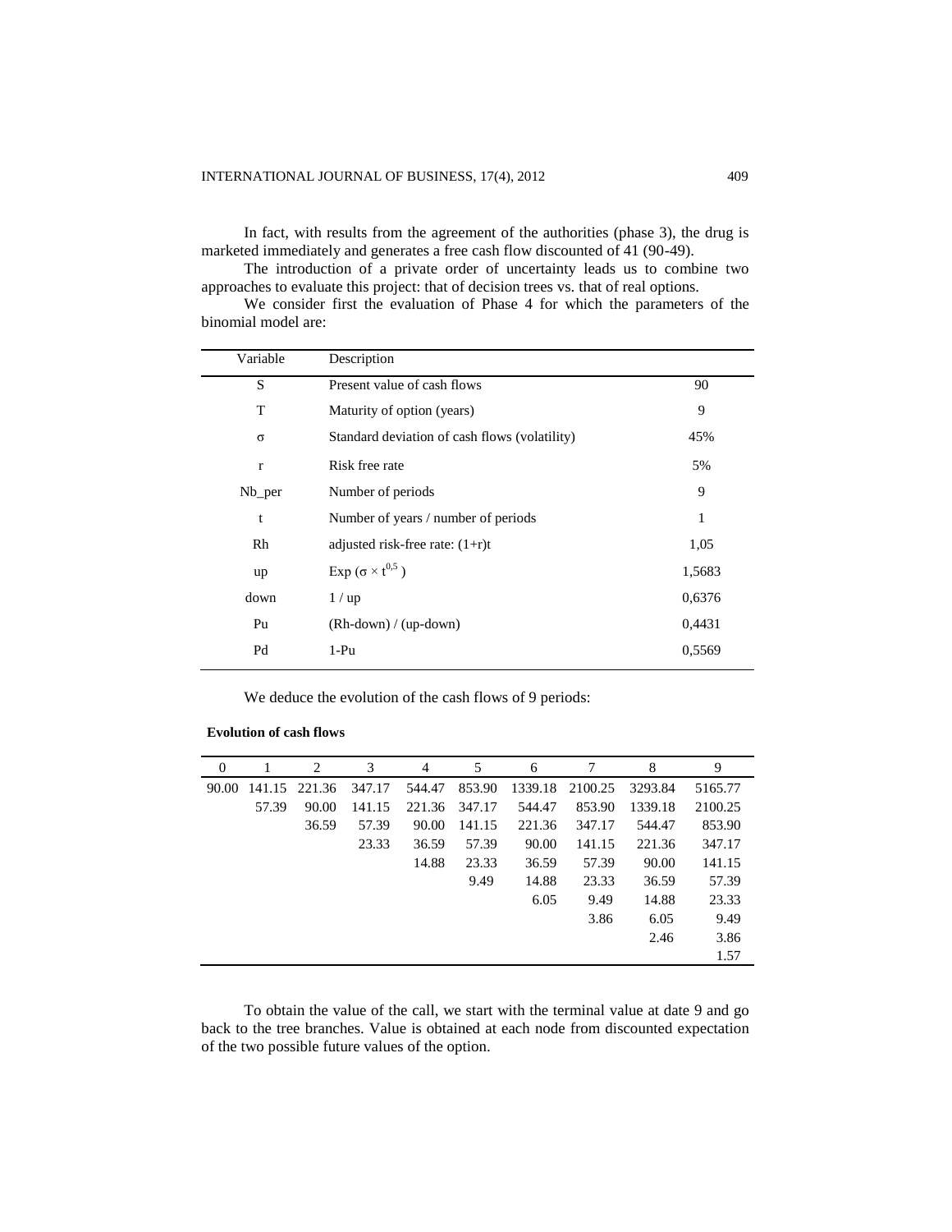In fact, with results from the agreement of the authorities (phase 3), the drug is marketed immediately and generates a free cash flow discounted of 41 (90-49).

The introduction of a private order of uncertainty leads us to combine two approaches to evaluate this project: that of decision trees vs. that of real options.

We consider first the evaluation of Phase 4 for which the parameters of the binomial model are:

| Variable | Description | |
|---|---|---|
| S | Present value of cash flows | 90 |
| T | Maturity of option (years) | 9 |
| σ | Standard deviation of cash flows (volatility) | 45% |
| r | Risk free rate | 5% |
| Nb_per | Number of periods | 9 |
| t | Number of years / number of periods | 1 |
| Rh | adjusted risk-free rate: (1+r)t | 1,05 |
| up | Exp $(\sigma \times t^{0,5})$ | 1,5683 |
| down | 1 / up | 0,6376 |
| Pu | (Rh-down) / (up-down) | 0,4431 |
| Pd | 1-Pu | 0,5569 |

We deduce the evolution of the cash flows of 9 periods:

**Evolution of cash flows**

| 0 | 1 | 2 | 3 | 4 | 5 | 6 | 7 | 8 | 9 |
|---|---|---|---|---|---|---|---|---|---|
| 90.00 | 141.15 | 221.36 | 347.17 | 544.47 | 853.90 | 1339.18 | 2100.25 | 3293.84 | 5165.77 |
| | 57.39 | 90.00 | 141.15 | 221.36 | 347.17 | 544.47 | 853.90 | 1339.18 | 2100.25 |
| | | 36.59 | 57.39 | 90.00 | 141.15 | 221.36 | 347.17 | 544.47 | 853.90 |
| | | | 23.33 | 36.59 | 57.39 | 90.00 | 141.15 | 221.36 | 347.17 |
| | | | | 14.88 | 23.33 | 36.59 | 57.39 | 90.00 | 141.15 |
| | | | | | 9.49 | 14.88 | 23.33 | 36.59 | 57.39 |
| | | | | | | 6.05 | 9.49 | 14.88 | 23.33 |
| | | | | | | | 3.86 | 6.05 | 9.49 |
| | | | | | | | | 2.46 | 3.86 |
| | | | | | | | | | 1.57 |

To obtain the value of the call, we start with the terminal value at date 9 and go back to the tree branches. Value is obtained at each node from discounted expectation of the two possible future values of the option.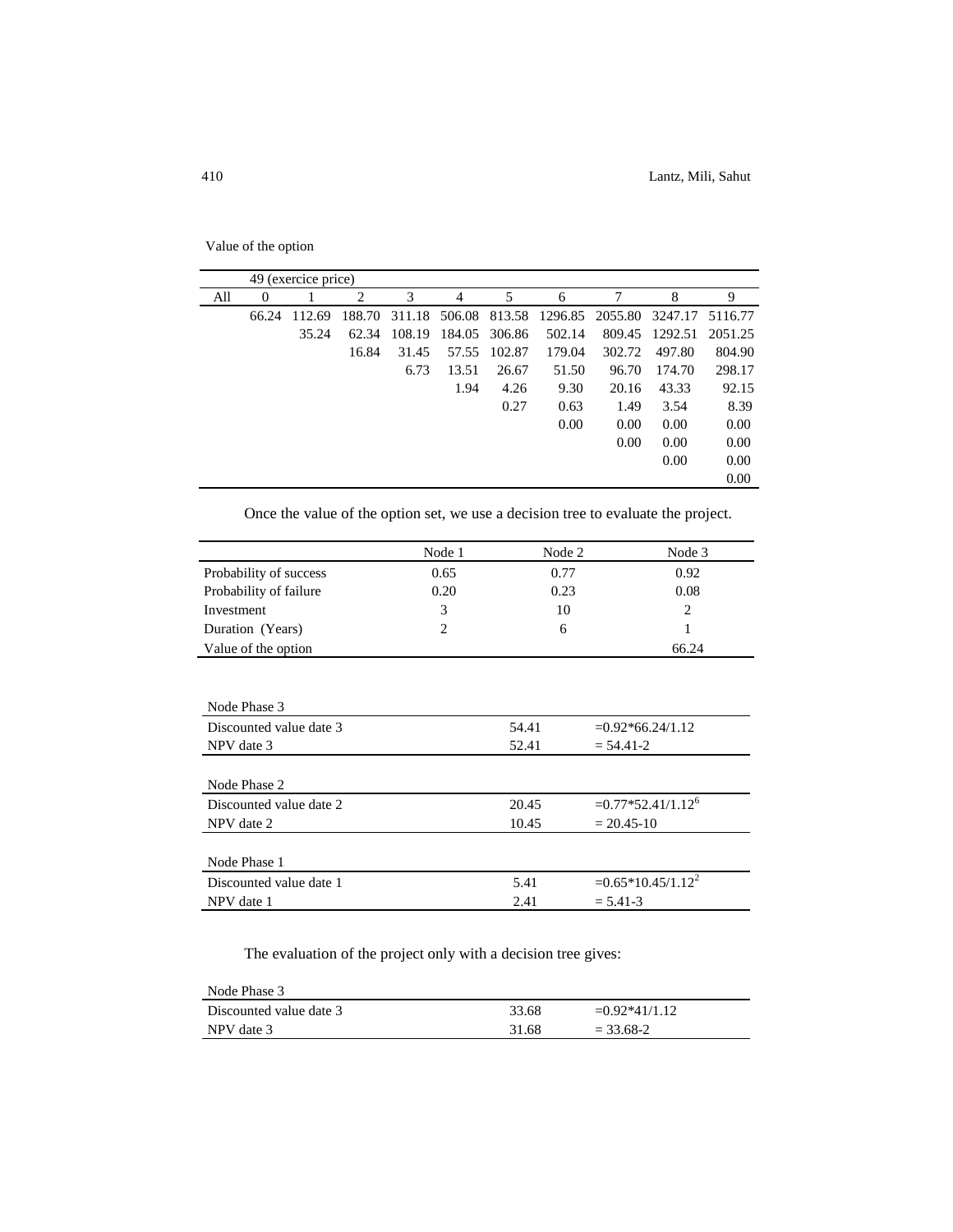Value of the option

| | 49 (exercice price) | | | | | | | | | |
|---|---|---|---|---|---|---|---|---|---|---|
| All | 0 | 1 | 2 | 3 | 4 | 5 | 6 | 7 | 8 | 9 |
| | 66.24 | 112.69 | 188.70 | 311.18 | 506.08 | 813.58 | 1296.85 | 2055.80 | 3247.17 | 5116.77 |
| | | 35.24 | 62.34 | 108.19 | 184.05 | 306.86 | 502.14 | 809.45 | 1292.51 | 2051.25 |
| | | | 16.84 | 31.45 | 57.55 | 102.87 | 179.04 | 302.72 | 497.80 | 804.90 |
| | | | | 6.73 | 13.51 | 26.67 | 51.50 | 96.70 | 174.70 | 298.17 |
| | | | | | 1.94 | 4.26 | 9.30 | 20.16 | 43.33 | 92.15 |
| | | | | | | 0.27 | 0.63 | 1.49 | 3.54 | 8.39 |
| | | | | | | | 0.00 | 0.00 | 0.00 | 0.00 |
| | | | | | | | | 0.00 | 0.00 | 0.00 |
| | | | | | | | | | 0.00 | 0.00 |
| | | | | | | | | | | 0.00 |

Once the value of the option set, we use a decision tree to evaluate the project.

| | Node 1 | Node 2 | Node 3 |
|---|---|---|---|
| Probability of success | 0.65 | 0.77 | 0.92 |
| Probability of failure | 0.20 | 0.23 | 0.08 |
| Investment | 3 | 10 | 2 |
| Duration (Years) | 2 | 6 | 1 |
| Value of the option | | | 66.24 |

| Node Phase 3 | | |
|---|---|---|
| Discounted value date 3 | 54.41 | =0.92\*66.24/1.12 |
| NPV date 3 | 52.41 | = 54.41-2 |

| Node Phase 2 | | |
|---|---|---|
| Discounted value date 2 | 20.45 | $=0.77*52.41/1.12^{6}$ |
| NPV date 2 | 10.45 | = 20.45-10 |

| Node Phase 1 | | |
|---|---|---|
| Discounted value date 1 | 5.41 | $=0.65*10.45/1.12^{2}$ |
| NPV date 1 | 2.41 | = 5.41-3 |

The evaluation of the project only with a decision tree gives:

| Node Phase 3 | | |
|---|---|---|
| Discounted value date 3 | 33.68 | =0.92\*41/1.12 |
| NPV date 3 | 31.68 | = 33.68-2 |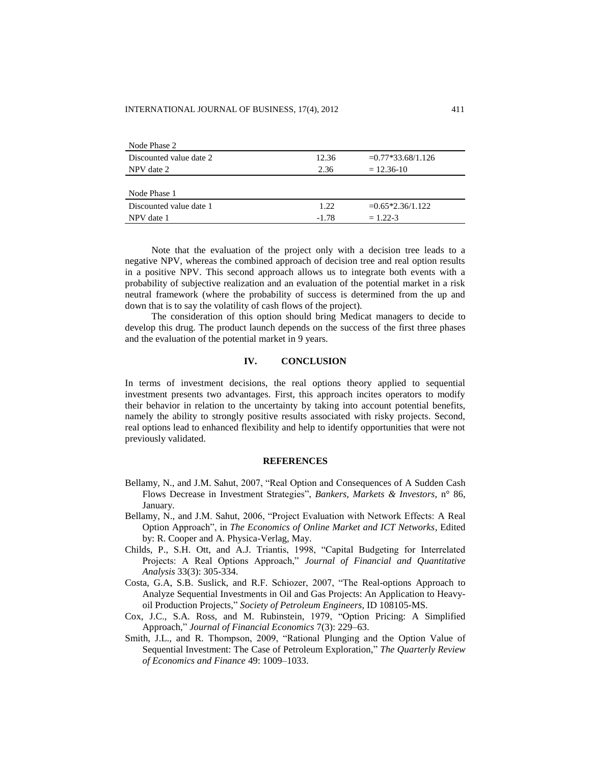| Node Phase 2 | | |
|---|---|---|
| Discounted value date 2 | 12.36 | =0.77*33.68/1.126 |
| NPV date 2 | 2.36 | = 12.36-10 |

| Node Phase 1 | | |
|---|---|---|
| Discounted value date 1 | 1.22 | =0.65*2.36/1.122 |
| NPV date 1 | -1.78 | = 1.22-3 |

Note that the evaluation of the project only with a decision tree leads to a negative NPV, whereas the combined approach of decision tree and real option results in a positive NPV. This second approach allows us to integrate both events with a probability of subjective realization and an evaluation of the potential market in a risk neutral framework (where the probability of success is determined from the up and down that is to say the volatility of cash flows of the project).

The consideration of this option should bring Medicat managers to decide to develop this drug. The product launch depends on the success of the first three phases and the evaluation of the potential market in 9 years.

## IV. CONCLUSION

In terms of investment decisions, the real options theory applied to sequential investment presents two advantages. First, this approach incites operators to modify their behavior in relation to the uncertainty by taking into account potential benefits, namely the ability to strongly positive results associated with risky projects. Second, real options lead to enhanced flexibility and help to identify opportunities that were not previously validated.

## REFERENCES

Bellamy, N., and J.M. Sahut, 2007, "Real Option and Consequences of A Sudden Cash Flows Decrease in Investment Strategies", *Bankers, Markets & Investors*, n° 86, January.

Bellamy, N., and J.M. Sahut, 2006, "Project Evaluation with Network Effects: A Real Option Approach", in *The Economics of Online Market and ICT Networks*, Edited by: R. Cooper and A. Physica-Verlag, May.

Childs, P., S.H. Ott, and A.J. Triantis, 1998, "Capital Budgeting for Interrelated Projects: A Real Options Approach," *Journal of Financial and Quantitative Analysis* 33(3): 305-334.

Costa, G.A, S.B. Suslick, and R.F. Schiozer, 2007, "The Real-options Approach to Analyze Sequential Investments in Oil and Gas Projects: An Application to Heavy-oil Production Projects," *Society of Petroleum Engineers*, ID 108105-MS.

Cox, J.C., S.A. Ross, and M. Rubinstein, 1979, "Option Pricing: A Simplified Approach," *Journal of Financial Economics* 7(3): 229–63.

Smith, J.L., and R. Thompson, 2009, "Rational Plunging and the Option Value of Sequential Investment: The Case of Petroleum Exploration," *The Quarterly Review of Economics and Finance* 49: 1009–1033.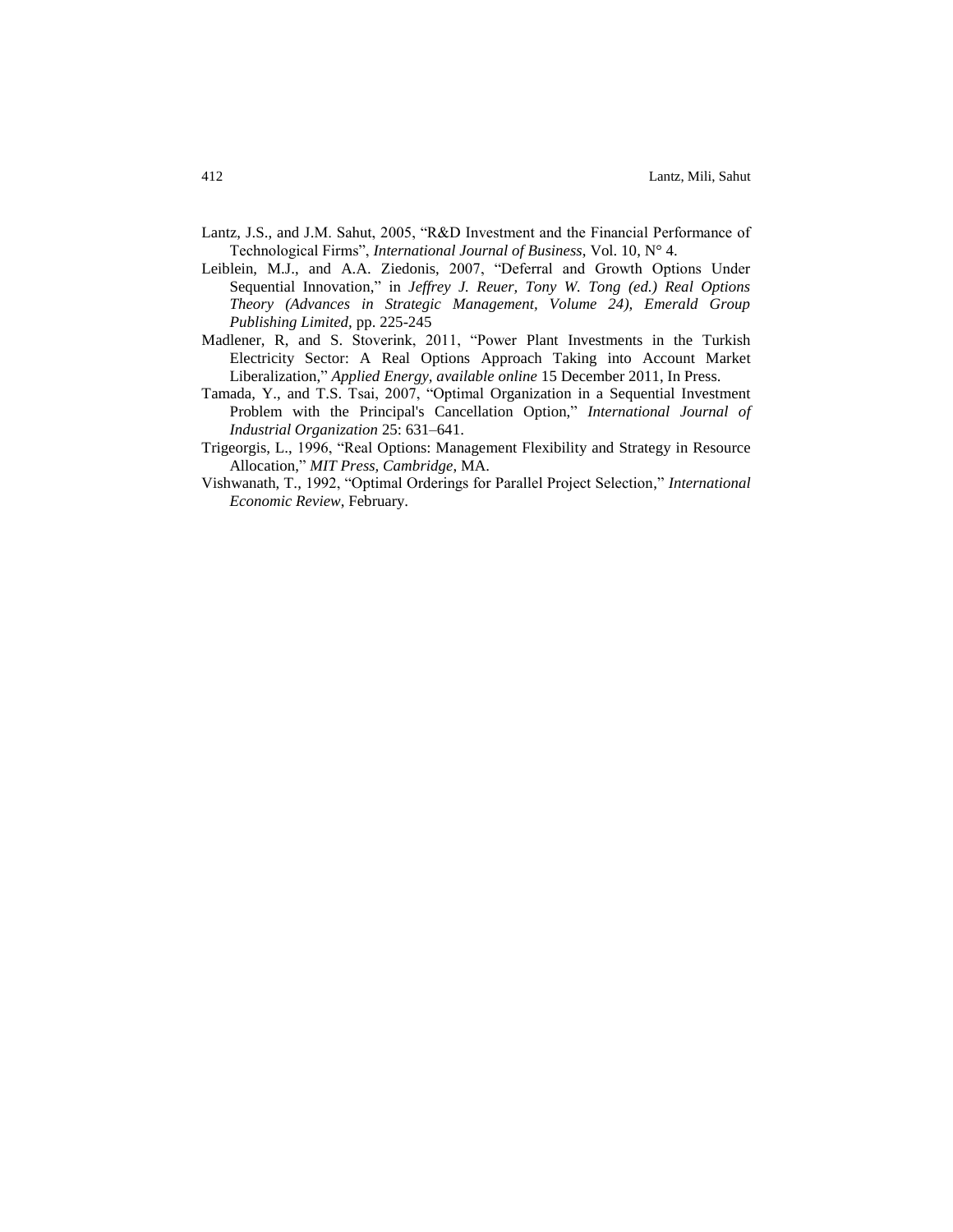Lantz, J.S., and J.M. Sahut, 2005, "R&D Investment and the Financial Performance of Technological Firms", *International Journal of Business*, Vol. 10, N° 4.

Leiblein, M.J., and A.A. Ziedonis, 2007, "Deferral and Growth Options Under Sequential Innovation," in *Jeffrey J. Reuer, Tony W. Tong (ed.) Real Options Theory (Advances in Strategic Management, Volume 24), Emerald Group Publishing Limited*, pp. 225-245

Madlener, R, and S. Stoverink, 2011, "Power Plant Investments in the Turkish Electricity Sector: A Real Options Approach Taking into Account Market Liberalization," *Applied Energy, available online* 15 December 2011, In Press.

Tamada, Y., and T.S. Tsai, 2007, "Optimal Organization in a Sequential Investment Problem with the Principal's Cancellation Option," *International Journal of Industrial Organization* 25: 631–641.

Trigeorgis, L., 1996, "Real Options: Management Flexibility and Strategy in Resource Allocation," *MIT Press, Cambridge*, MA.

Vishwanath, T., 1992, "Optimal Orderings for Parallel Project Selection," *International Economic Review*, February.